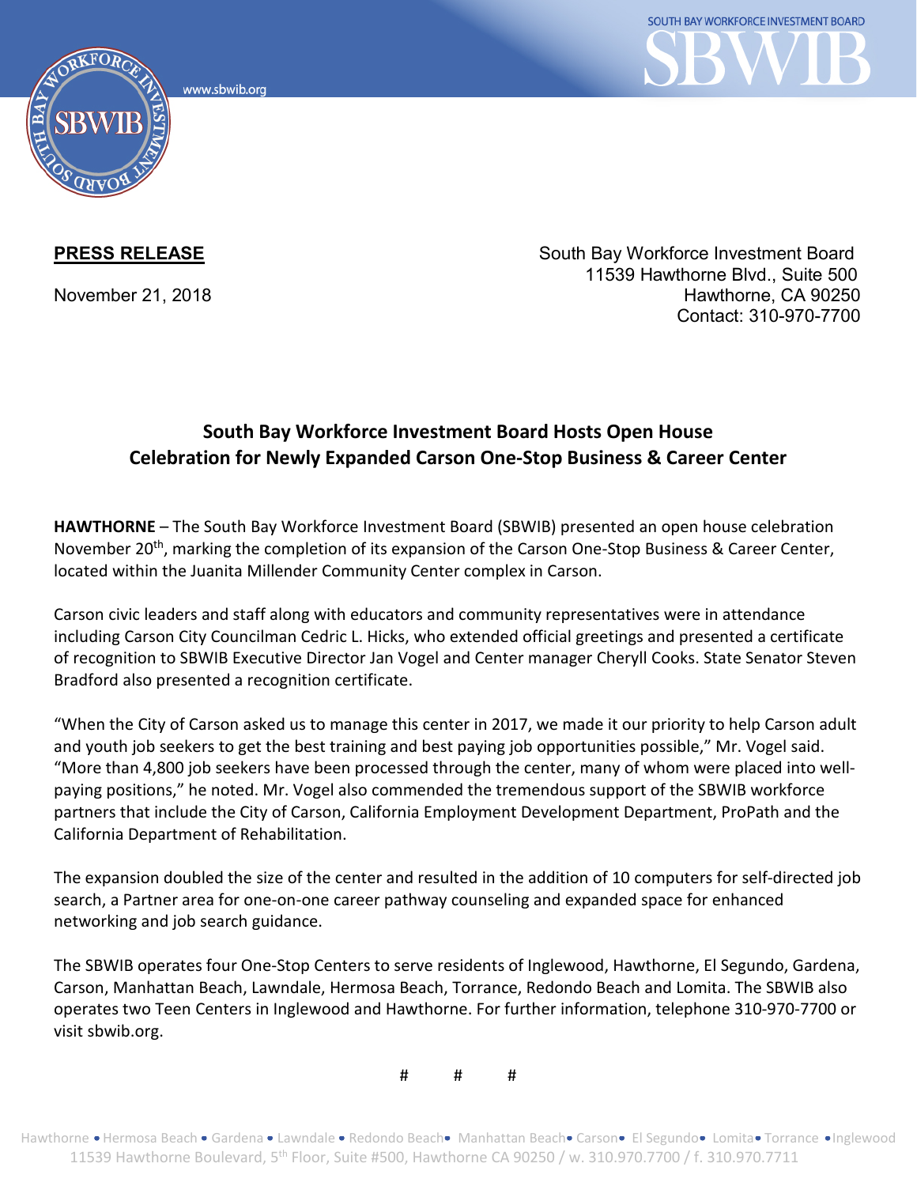**PRESS RELEASE**

November 21, 2018

South Bay Workforce Investment Board
11539 Hawthorne Blvd., Suite 500
Hawthorne, CA 90250
Contact: 310-970-7700

## South Bay Workforce Investment Board Hosts Open House Celebration for Newly Expanded Carson One-Stop Business & Career Center

**HAWTHORNE** – The South Bay Workforce Investment Board (SBWIB) presented an open house celebration November 20th, marking the completion of its expansion of the Carson One-Stop Business & Career Center, located within the Juanita Millender Community Center complex in Carson.

Carson civic leaders and staff along with educators and community representatives were in attendance including Carson City Councilman Cedric L. Hicks, who extended official greetings and presented a certificate of recognition to SBWIB Executive Director Jan Vogel and Center manager Cheryll Cooks. State Senator Steven Bradford also presented a recognition certificate.

"When the City of Carson asked us to manage this center in 2017, we made it our priority to help Carson adult and youth job seekers to get the best training and best paying job opportunities possible," Mr. Vogel said. "More than 4,800 job seekers have been processed through the center, many of whom were placed into well-paying positions," he noted. Mr. Vogel also commended the tremendous support of the SBWIB workforce partners that include the City of Carson, California Employment Development Department, ProPath and the California Department of Rehabilitation.

The expansion doubled the size of the center and resulted in the addition of 10 computers for self-directed job search, a Partner area for one-on-one career pathway counseling and expanded space for enhanced networking and job search guidance.

The SBWIB operates four One-Stop Centers to serve residents of Inglewood, Hawthorne, El Segundo, Gardena, Carson, Manhattan Beach, Lawndale, Hermosa Beach, Torrance, Redondo Beach and Lomita. The SBWIB also operates two Teen Centers in Inglewood and Hawthorne. For further information, telephone 310-970-7700 or visit sbwib.org.

# # #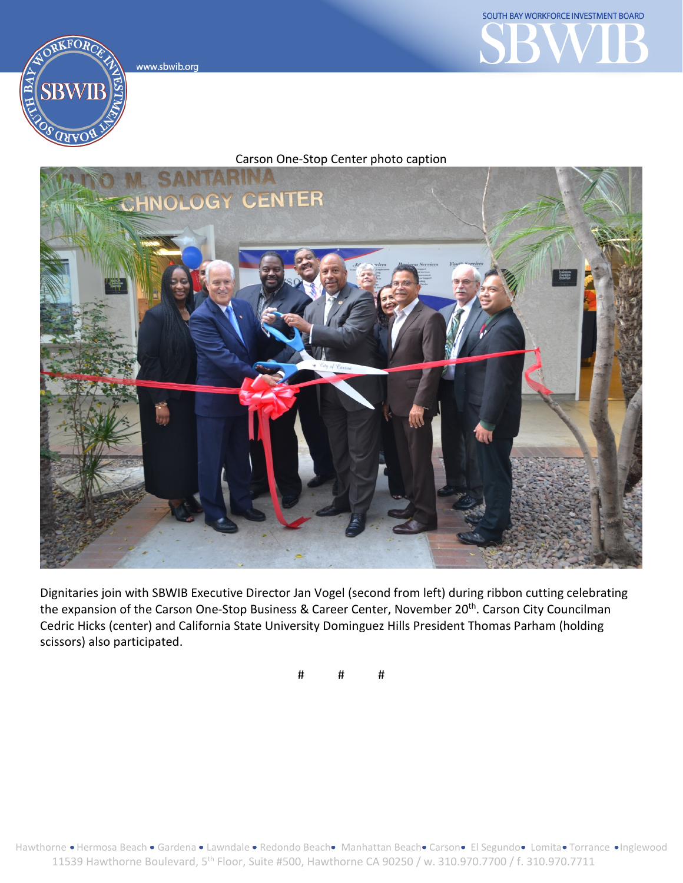Carson One-Stop Center photo caption

Dignitaries join with SBWIB Executive Director Jan Vogel (second from left) during ribbon cutting celebrating the expansion of the Carson One-Stop Business & Career Center, November 20th. Carson City Councilman Cedric Hicks (center) and California State University Dominguez Hills President Thomas Parham (holding scissors) also participated.

# # #